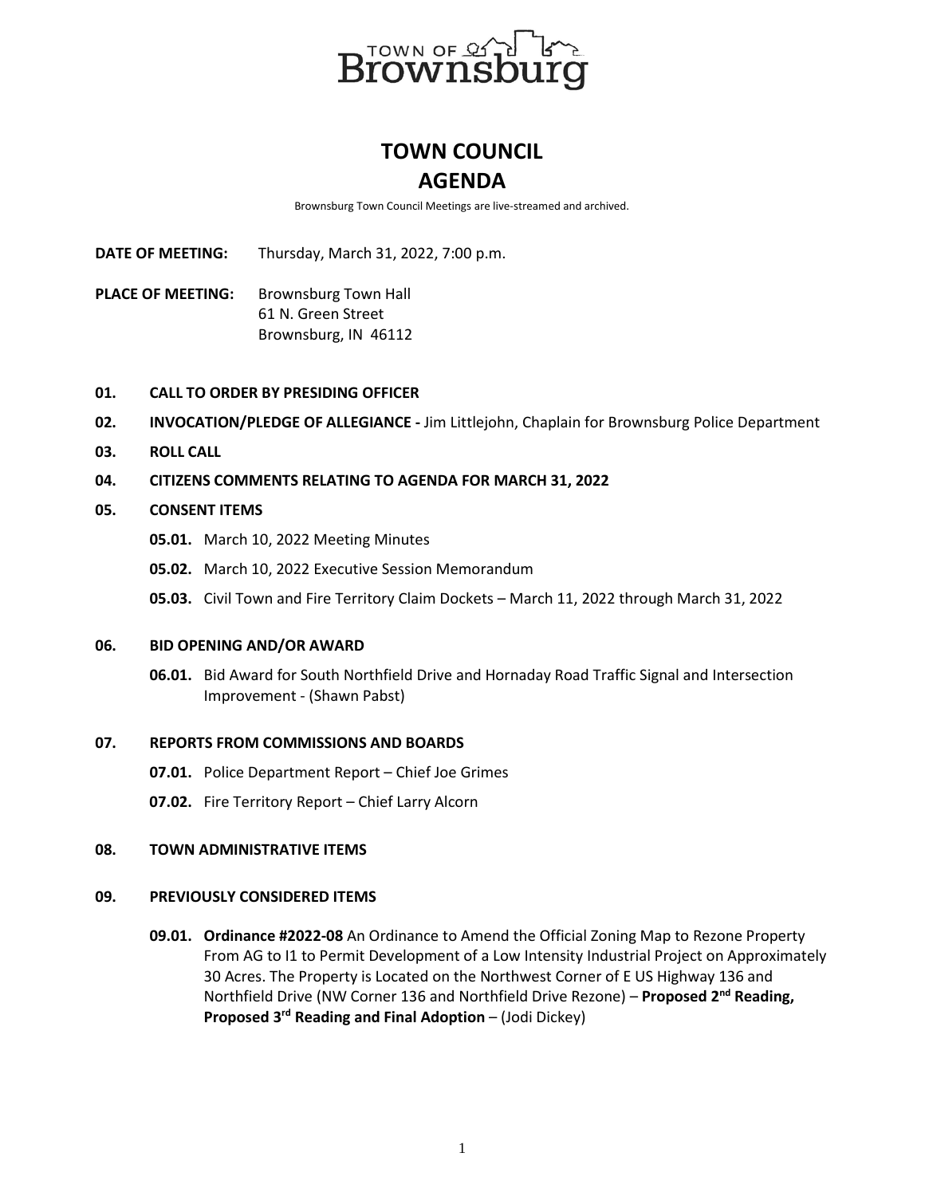# TOWN COUNCIL
# AGENDA

Brownsburg Town Council Meetings are live-streamed and archived.

**DATE OF MEETING:** Thursday, March 31, 2022, 7:00 p.m.

**PLACE OF MEETING:** Brownsburg Town Hall
61 N. Green Street
Brownsburg, IN 46112

**01. CALL TO ORDER BY PRESIDING OFFICER**

**02. INVOCATION/PLEDGE OF ALLEGIANCE -** Jim Littlejohn, Chaplain for Brownsburg Police Department

**03. ROLL CALL**

**04. CITIZENS COMMENTS RELATING TO AGENDA FOR MARCH 31, 2022**

**05. CONSENT ITEMS**

- **05.01.** March 10, 2022 Meeting Minutes
- **05.02.** March 10, 2022 Executive Session Memorandum
- **05.03.** Civil Town and Fire Territory Claim Dockets – March 11, 2022 through March 31, 2022

**06. BID OPENING AND/OR AWARD**

- **06.01.** Bid Award for South Northfield Drive and Hornaday Road Traffic Signal and Intersection Improvement - (Shawn Pabst)

**07. REPORTS FROM COMMISSIONS AND BOARDS**

- **07.01.** Police Department Report – Chief Joe Grimes
- **07.02.** Fire Territory Report – Chief Larry Alcorn

**08. TOWN ADMINISTRATIVE ITEMS**

**09. PREVIOUSLY CONSIDERED ITEMS**

- **09.01. Ordinance #2022-08** An Ordinance to Amend the Official Zoning Map to Rezone Property From AG to I1 to Permit Development of a Low Intensity Industrial Project on Approximately 30 Acres. The Property is Located on the Northwest Corner of E US Highway 136 and Northfield Drive (NW Corner 136 and Northfield Drive Rezone) – **Proposed 2nd Reading, Proposed 3rd Reading and Final Adoption** – (Jodi Dickey)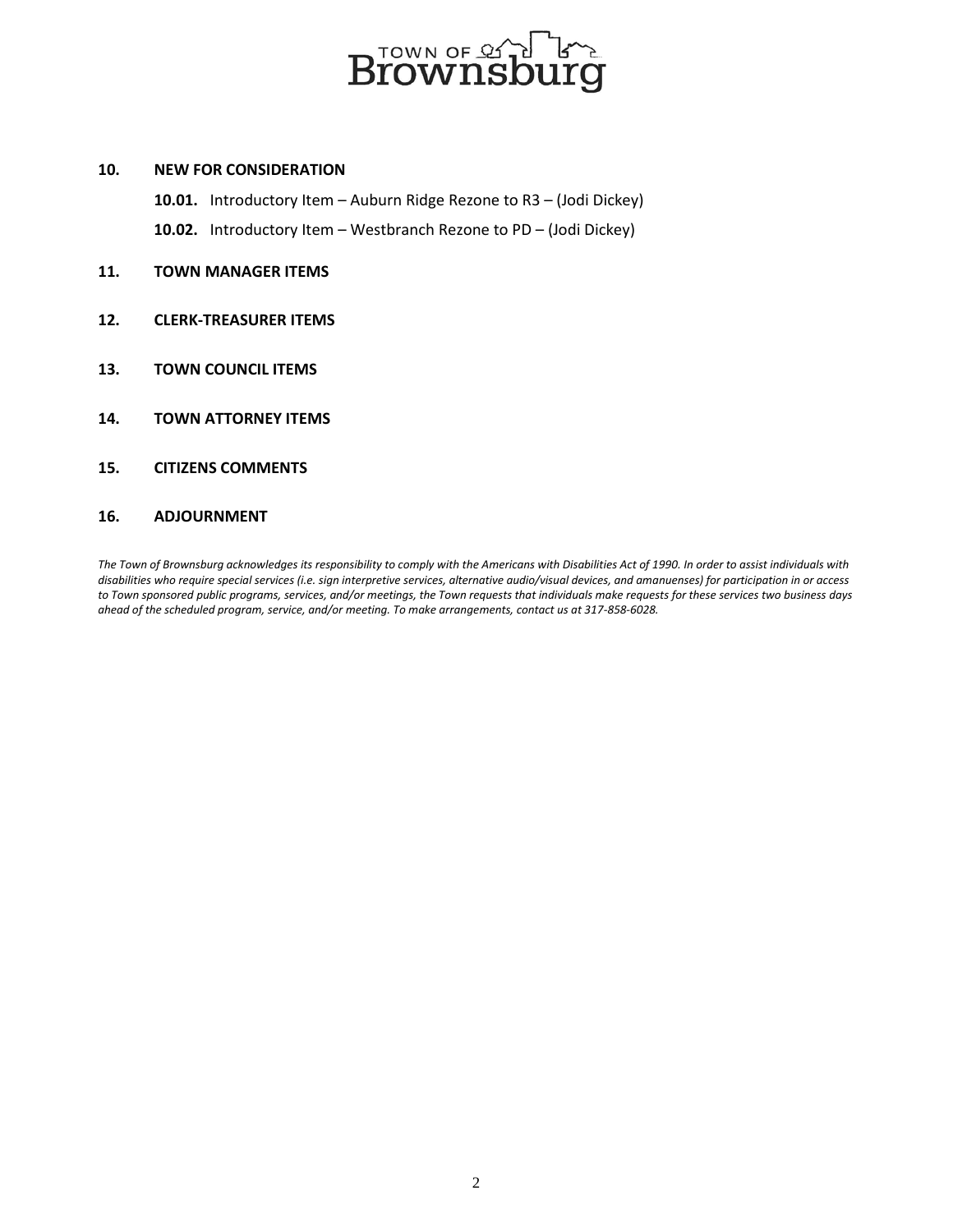**10. NEW FOR CONSIDERATION**

**10.01.** Introductory Item – Auburn Ridge Rezone to R3 – (Jodi Dickey)

**10.02.** Introductory Item – Westbranch Rezone to PD – (Jodi Dickey)

**11. TOWN MANAGER ITEMS**

**12. CLERK-TREASURER ITEMS**

**13. TOWN COUNCIL ITEMS**

**14. TOWN ATTORNEY ITEMS**

**15. CITIZENS COMMENTS**

**16. ADJOURNMENT**

*The Town of Brownsburg acknowledges its responsibility to comply with the Americans with Disabilities Act of 1990. In order to assist individuals with disabilities who require special services (i.e. sign interpretive services, alternative audio/visual devices, and amanuenses) for participation in or access to Town sponsored public programs, services, and/or meetings, the Town requests that individuals make requests for these services two business days ahead of the scheduled program, service, and/or meeting. To make arrangements, contact us at 317-858-6028.*